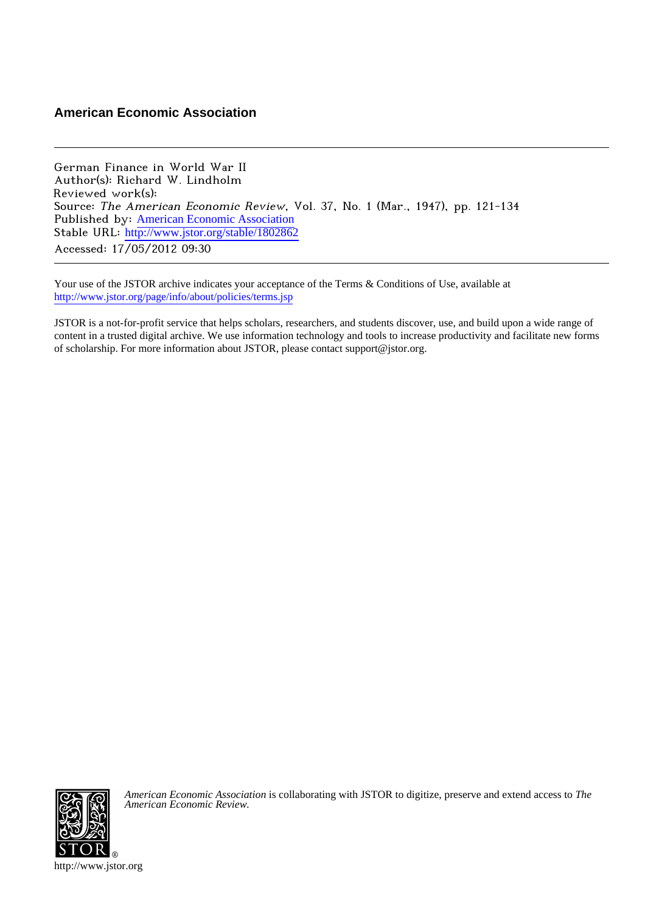**American Economic Association**

---

German Finance in World War II
Author(s): Richard W. Lindholm
Reviewed work(s):
Source: *The American Economic Review*, Vol. 37, No. 1 (Mar., 1947), pp. 121-134
Published by: American Economic Association
Stable URL: http://www.jstor.org/stable/1802862
Accessed: 17/05/2012 09:30

---

Your use of the JSTOR archive indicates your acceptance of the Terms & Conditions of Use, available at
http://www.jstor.org/page/info/about/policies/terms.jsp

JSTOR is a not-for-profit service that helps scholars, researchers, and students discover, use, and build upon a wide range of content in a trusted digital archive. We use information technology and tools to increase productivity and facilitate new forms of scholarship. For more information about JSTOR, please contact support@jstor.org.

*American Economic Association* is collaborating with JSTOR to digitize, preserve and extend access to *The American Economic Review.*

http://www.jstor.org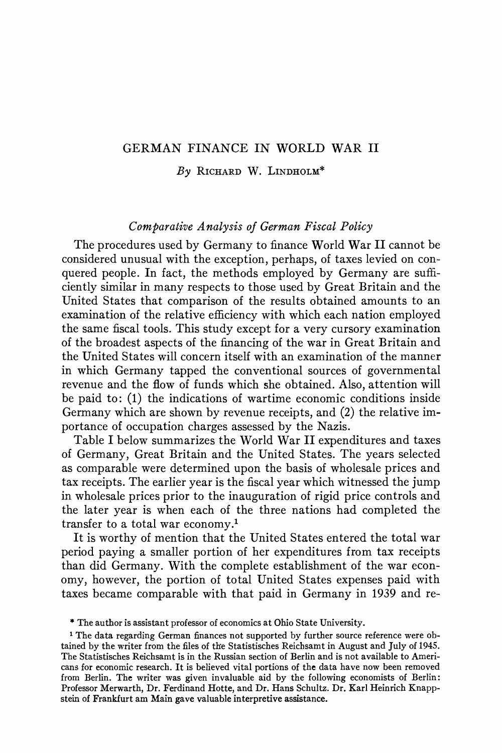# GERMAN FINANCE IN WORLD WAR II

*By* RICHARD W. LINDHOLM*

### *Comparative Analysis of German Fiscal Policy*

The procedures used by Germany to finance World War II cannot be considered unusual with the exception, perhaps, of taxes levied on conquered people. In fact, the methods employed by Germany are sufficiently similar in many respects to those used by Great Britain and the United States that comparison of the results obtained amounts to an examination of the relative efficiency with which each nation employed the same fiscal tools. This study except for a very cursory examination of the broadest aspects of the financing of the war in Great Britain and the United States will concern itself with an examination of the manner in which Germany tapped the conventional sources of governmental revenue and the flow of funds which she obtained. Also, attention will be paid to: (1) the indications of wartime economic conditions inside Germany which are shown by revenue receipts, and (2) the relative importance of occupation charges assessed by the Nazis.

Table I below summarizes the World War II expenditures and taxes of Germany, Great Britain and the United States. The years selected as comparable were determined upon the basis of wholesale prices and tax receipts. The earlier year is the fiscal year which witnessed the jump in wholesale prices prior to the inauguration of rigid price controls and the later year is when each of the three nations had completed the transfer to a total war economy.[1]

It is worthy of mention that the United States entered the total war period paying a smaller portion of her expenditures from tax receipts than did Germany. With the complete establishment of the war economy, however, the portion of total United States expenses paid with taxes became comparable with that paid in Germany in 1939 and re-

---

* The author is assistant professor of economics at Ohio State University.

[1] The data regarding German finances not supported by further source reference were obtained by the writer from the files of the Statistisches Reichsamt in August and July of 1945. The Statistisches Reichsamt is in the Russian section of Berlin and is not available to Americans for economic research. It is believed vital portions of the data have now been removed from Berlin. The writer was given invaluable aid by the following economists of Berlin: Professor Merwarth, Dr. Ferdinand Hotte, and Dr. Hans Schultz. Dr. Karl Heinrich Knappstein of Frankfurt am Main gave valuable interpretive assistance.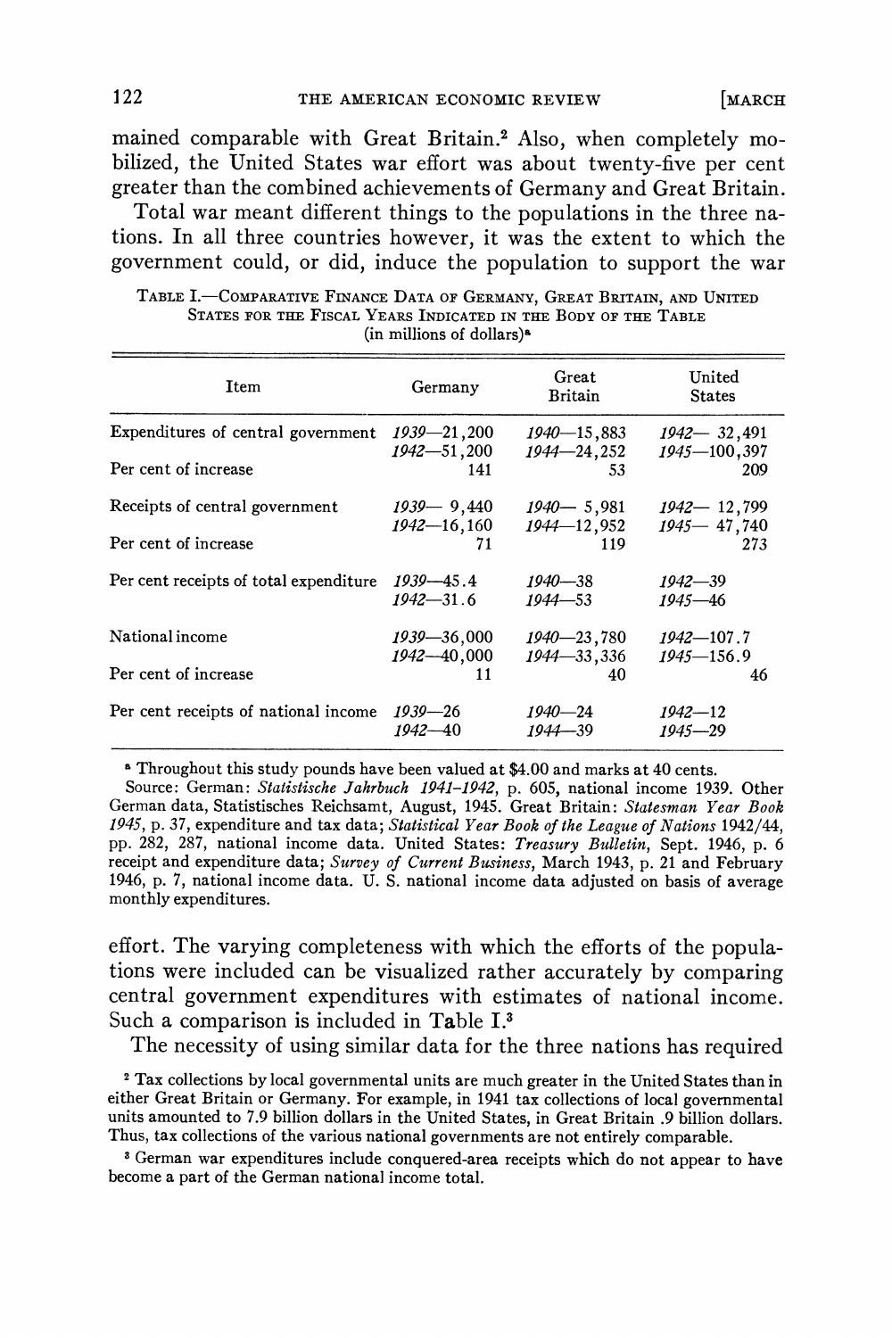mained comparable with Great Britain.[2] Also, when completely mobilized, the United States war effort was about twenty-five per cent greater than the combined achievements of Germany and Great Britain.

Total war meant different things to the populations in the three nations. In all three countries however, it was the extent to which the government could, or did, induce the population to support the war effort. The varying completeness with which the efforts of the populations were included can be visualized rather accurately by comparing central government expenditures with estimates of national income. Such a comparison is included in Table I.[3]

TABLE I.—COMPARATIVE FINANCE DATA OF GERMANY, GREAT BRITAIN, AND UNITED STATES FOR THE FISCAL YEARS INDICATED IN THE BODY OF THE TABLE (in millions of dollars)[a]

| Item | Germany | Great Britain | United States |
|---|---|---|---|
| Expenditures of central government | *1939*—21,200<br>*1942*—51,200 | *1940*—15,883<br>*1944*—24,252 | *1942*— 32,491<br>*1945*—100,397 |
| Per cent of increase | 141 | 53 | 209 |
| Receipts of central government | *1939*— 9,440<br>*1942*—16,160 | *1940*— 5,981<br>*1944*—12,952 | *1942*— 12,799<br>*1945*— 47,740 |
| Per cent of increase | 71 | 119 | 273 |
| Per cent receipts of total expenditure | *1939*—45.4<br>*1942*—31.6 | *1940*—38<br>*1944*—53 | *1942*—39<br>*1945*—46 |
| National income | *1939*—36,000<br>*1942*—40,000 | *1940*—23,780<br>*1944*—33,336 | *1942*—107.7<br>*1945*—156.9 |
| Per cent of increase | 11 | 40 | 46 |
| Per cent receipts of national income | *1939*—26<br>*1942*—40 | *1940*—24<br>*1944*—39 | *1942*—12<br>*1945*—29 |

[a] Throughout this study pounds have been valued at $4.00 and marks at 40 cents.

Source: German: *Statistische Jahrbuch 1941-1942*, p. 605, national income 1939. Other German data, Statistisches Reichsamt, August, 1945. Great Britain: *Statesman Year Book 1945*, p. 37, expenditure and tax data; *Statistical Year Book of the League of Nations* 1942/44, pp. 282, 287, national income data. United States: *Treasury Bulletin*, Sept. 1946, p. 6 receipt and expenditure data; *Survey of Current Business*, March 1943, p. 21 and February 1946, p. 7, national income data. U. S. national income data adjusted on basis of average monthly expenditures.

The necessity of using similar data for the three nations has required

[2] Tax collections by local governmental units are much greater in the United States than in either Great Britain or Germany. For example, in 1941 tax collections of local governmental units amounted to 7.9 billion dollars in the United States, in Great Britain .9 billion dollars. Thus, tax collections of the various national governments are not entirely comparable.

[3] German war expenditures include conquered-area receipts which do not appear to have become a part of the German national income total.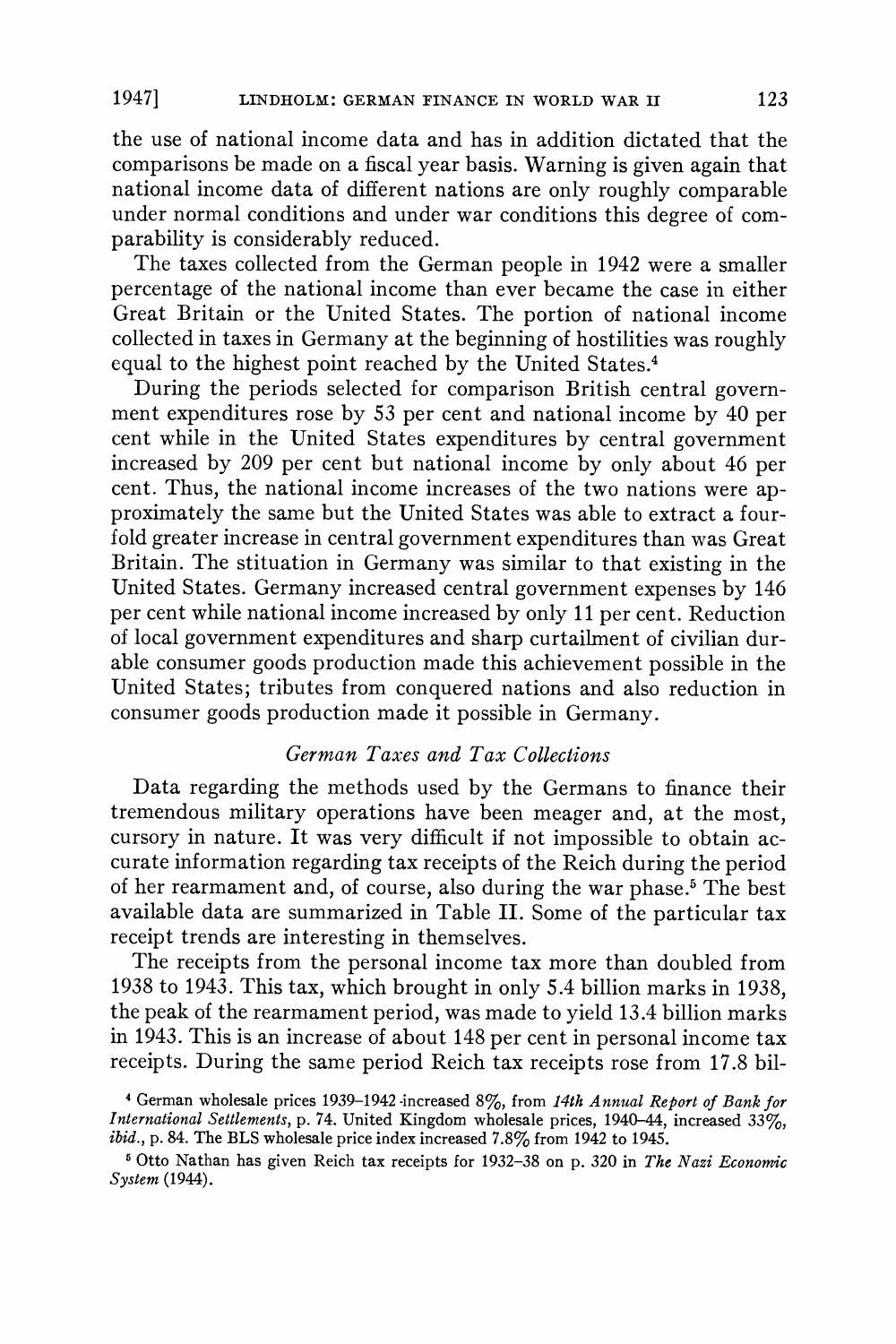the use of national income data and has in addition dictated that the comparisons be made on a fiscal year basis. Warning is given again that national income data of different nations are only roughly comparable under normal conditions and under war conditions this degree of comparability is considerably reduced.

The taxes collected from the German people in 1942 were a smaller percentage of the national income than ever became the case in either Great Britain or the United States. The portion of national income collected in taxes in Germany at the beginning of hostilities was roughly equal to the highest point reached by the United States.[4]

During the periods selected for comparison British central government expenditures rose by 53 per cent and national income by 40 per cent while in the United States expenditures by central government increased by 209 per cent but national income by only about 46 per cent. Thus, the national income increases of the two nations were approximately the same but the United States was able to extract a fourfold greater increase in central government expenditures than was Great Britain. The stituation in Germany was similar to that existing in the United States. Germany increased central government expenses by 146 per cent while national income increased by only 11 per cent. Reduction of local government expenditures and sharp curtailment of civilian durable consumer goods production made this achievement possible in the United States; tributes from conquered nations and also reduction in consumer goods production made it possible in Germany.

### *German Taxes and Tax Collections*

Data regarding the methods used by the Germans to finance their tremendous military operations have been meager and, at the most, cursory in nature. It was very difficult if not impossible to obtain accurate information regarding tax receipts of the Reich during the period of her rearmament and, of course, also during the war phase.[5] The best available data are summarized in Table II. Some of the particular tax receipt trends are interesting in themselves.

The receipts from the personal income tax more than doubled from 1938 to 1943. This tax, which brought in only 5.4 billion marks in 1938, the peak of the rearmament period, was made to yield 13.4 billion marks in 1943. This is an increase of about 148 per cent in personal income tax receipts. During the same period Reich tax receipts rose from 17.8 bil-

[4] German wholesale prices 1939–1942 increased 8%, from *14th Annual Report of Bank for International Settlements*, p. 74. United Kingdom wholesale prices, 1940–44, increased 33%, *ibid.*, p. 84. The BLS wholesale price index increased 7.8% from 1942 to 1945.

[5] Otto Nathan has given Reich tax receipts for 1932–38 on p. 320 in *The Nazi Economic System* (1944).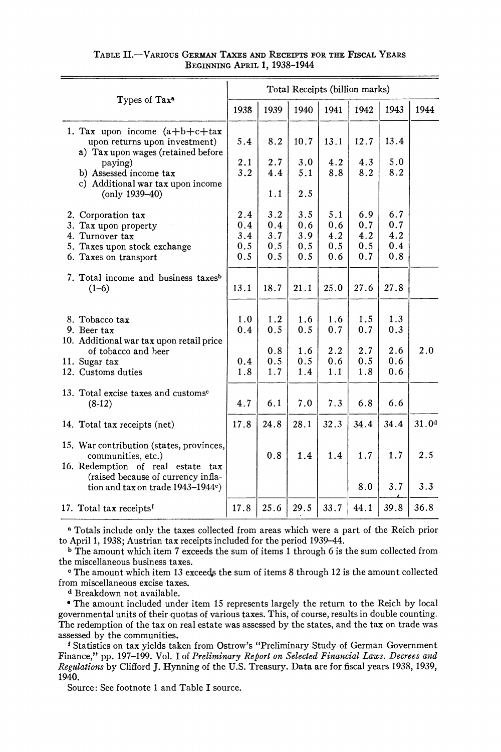Table II.—Various German Taxes and Receipts for the Fiscal Years Beginning April 1, 1938–1944

| Types of Tax[a] | Total Receipts (billion marks) | | | | | | |
|---|---|---|---|---|---|---|---|
| | 1938 | 1939 | 1940 | 1941 | 1942 | 1943 | 1944 |
| 1. Tax upon income (a+b+c+tax upon returns upon investment) | 5.4 | 8.2 | 10.7 | 13.1 | 12.7 | 13.4 | |
| a) Tax upon wages (retained before paying) | 2.1 | 2.7 | 3.0 | 4.2 | 4.3 | 5.0 | |
| b) Assessed income tax | 3.2 | 4.4 | 5.1 | 8.8 | 8.2 | 8.2 | |
| c) Additional war tax upon income (only 1939–40) | | 1.1 | 2.5 | | | | |
| 2. Corporation tax | 2.4 | 3.2 | 3.5 | 5.1 | 6.9 | 6.7 | |
| 3. Tax upon property | 0.4 | 0.4 | 0.6 | 0.6 | 0.7 | 0.7 | |
| 4. Turnover tax | 3.4 | 3.7 | 3.9 | 4.2 | 4.2 | 4.2 | |
| 5. Taxes upon stock exchange | 0.5 | 0.5 | 0.5 | 0.5 | 0.5 | 0.4 | |
| 6. Taxes on transport | 0.5 | 0.5 | 0.5 | 0.6 | 0.7 | 0.8 | |
| 7. Total income and business taxes[b] (1–6) | 13.1 | 18.7 | 21.1 | 25.0 | 27.6 | 27.8 | |
| 8. Tobacco tax | 1.0 | 1.2 | 1.6 | 1.6 | 1.5 | 1.3 | |
| 9. Beer tax | 0.4 | 0.5 | 0.5 | 0.7 | 0.7 | 0.3 | |
| 10. Additional war tax upon retail price of tobacco and beer | | 0.8 | 1.6 | 2.2 | 2.7 | 2.6 | 2.0 |
| 11. Sugar tax | 0.4 | 0.5 | 0.5 | 0.6 | 0.5 | 0.6 | |
| 12. Customs duties | 1.8 | 1.7 | 1.4 | 1.1 | 1.8 | 0.6 | |
| 13. Total excise taxes and customs[c] (8-12) | 4.7 | 6.1 | 7.0 | 7.3 | 6.8 | 6.6 | |
| 14. Total tax receipts (net) | 17.8 | 24.8 | 28.1 | 32.3 | 34.4 | 34.4 | 31.0[d] |
| 15. War contribution (states, provinces, communities, etc.) | | 0.8 | 1.4 | 1.4 | 1.7 | 1.7 | 2.5 |
| 16. Redemption of real estate tax (raised because of currency inflation and tax on trade 1943–1944[e]) | | | | | 8.0 | 3.7 | 3.3 |
| 17. Total tax receipts[f] | 17.8 | 25.6 | 29.5 | 33.7 | 44.1 | 39.8 | 36.8 |

[a] Totals include only the taxes collected from areas which were a part of the Reich prior to April 1, 1938; Austrian tax receipts included for the period 1939–44.

[b] The amount which item 7 exceeds the sum of items 1 through 6 is the sum collected from the miscellaneous business taxes.

[c] The amount which item 13 exceeds the sum of items 8 through 12 is the amount collected from miscellaneous excise taxes.

[d] Breakdown not available.

[e] The amount included under item 15 represents largely the return to the Reich by local governmental units of their quotas of various taxes. This, of course, results in double counting. The redemption of the tax on real estate was assessed by the states, and the tax on trade was assessed by the communities.

[f] Statistics on tax yields taken from Ostrow's "Preliminary Study of German Government Finance," pp. 197–199. Vol. I of *Preliminary Report on Selected Financial Laws. Decrees and Regulations* by Clifford J. Hynning of the U.S. Treasury. Data are for fiscal years 1938, 1939, 1940.

Source: See footnote 1 and Table I source.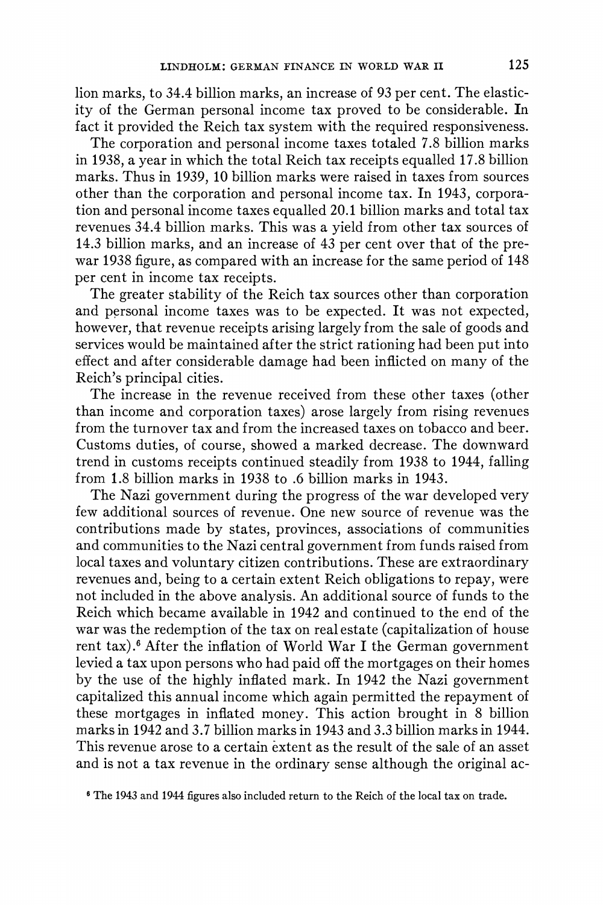lion marks, to 34.4 billion marks, an increase of 93 per cent. The elasticity of the German personal income tax proved to be considerable. In fact it provided the Reich tax system with the required responsiveness.

The corporation and personal income taxes totaled 7.8 billion marks in 1938, a year in which the total Reich tax receipts equalled 17.8 billion marks. Thus in 1939, 10 billion marks were raised in taxes from sources other than the corporation and personal income tax. In 1943, corporation and personal income taxes equalled 20.1 billion marks and total tax revenues 34.4 billion marks. This was a yield from other tax sources of 14.3 billion marks, and an increase of 43 per cent over that of the prewar 1938 figure, as compared with an increase for the same period of 148 per cent in income tax receipts.

The greater stability of the Reich tax sources other than corporation and personal income taxes was to be expected. It was not expected, however, that revenue receipts arising largely from the sale of goods and services would be maintained after the strict rationing had been put into effect and after considerable damage had been inflicted on many of the Reich's principal cities.

The increase in the revenue received from these other taxes (other than income and corporation taxes) arose largely from rising revenues from the turnover tax and from the increased taxes on tobacco and beer. Customs duties, of course, showed a marked decrease. The downward trend in customs receipts continued steadily from 1938 to 1944, falling from 1.8 billion marks in 1938 to .6 billion marks in 1943.

The Nazi government during the progress of the war developed very few additional sources of revenue. One new source of revenue was the contributions made by states, provinces, associations of communities and communities to the Nazi central government from funds raised from local taxes and voluntary citizen contributions. These are extraordinary revenues and, being to a certain extent Reich obligations to repay, were not included in the above analysis. An additional source of funds to the Reich which became available in 1942 and continued to the end of the war was the redemption of the tax on real estate (capitalization of house rent tax).[6] After the inflation of World War I the German government levied a tax upon persons who had paid off the mortgages on their homes by the use of the highly inflated mark. In 1942 the Nazi government capitalized this annual income which again permitted the repayment of these mortgages in inflated money. This action brought in 8 billion marks in 1942 and 3.7 billion marks in 1943 and 3.3 billion marks in 1944. This revenue arose to a certain extent as the result of the sale of an asset and is not a tax revenue in the ordinary sense although the original ac-

[6] The 1943 and 1944 figures also included return to the Reich of the local tax on trade.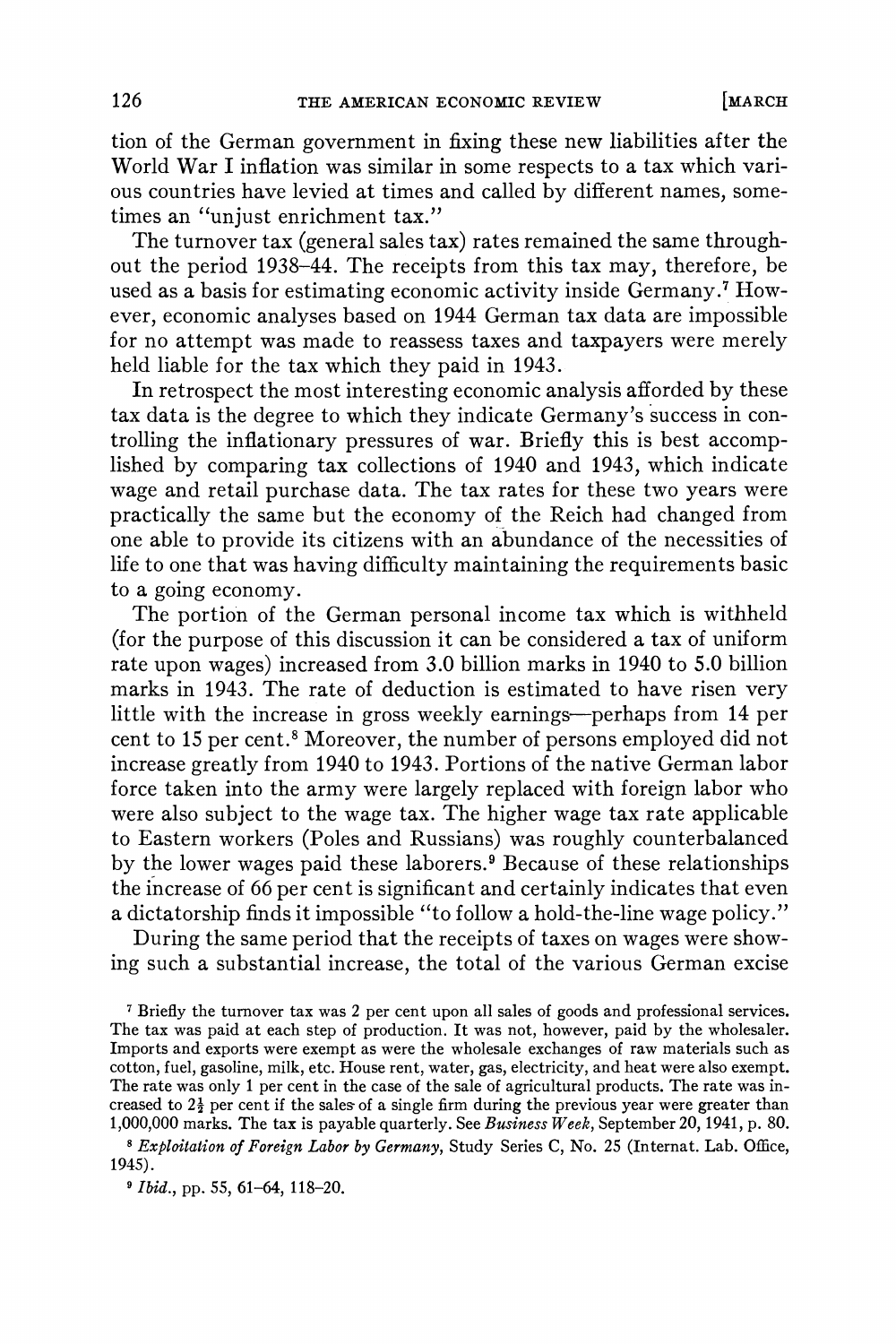tion of the German government in fixing these new liabilities after the World War I inflation was similar in some respects to a tax which various countries have levied at times and called by different names, sometimes an "unjust enrichment tax."

The turnover tax (general sales tax) rates remained the same throughout the period 1938–44. The receipts from this tax may, therefore, be used as a basis for estimating economic activity inside Germany.[7] However, economic analyses based on 1944 German tax data are impossible for no attempt was made to reassess taxes and taxpayers were merely held liable for the tax which they paid in 1943.

In retrospect the most interesting economic analysis afforded by these tax data is the degree to which they indicate Germany's success in controlling the inflationary pressures of war. Briefly this is best accomplished by comparing tax collections of 1940 and 1943, which indicate wage and retail purchase data. The tax rates for these two years were practically the same but the economy of the Reich had changed from one able to provide its citizens with an abundance of the necessities of life to one that was having difficulty maintaining the requirements basic to a going economy.

The portion of the German personal income tax which is withheld (for the purpose of this discussion it can be considered a tax of uniform rate upon wages) increased from 3.0 billion marks in 1940 to 5.0 billion marks in 1943. The rate of deduction is estimated to have risen very little with the increase in gross weekly earnings—perhaps from 14 per cent to 15 per cent.[8] Moreover, the number of persons employed did not increase greatly from 1940 to 1943. Portions of the native German labor force taken into the army were largely replaced with foreign labor who were also subject to the wage tax. The higher wage tax rate applicable to Eastern workers (Poles and Russians) was roughly counterbalanced by the lower wages paid these laborers.[9] Because of these relationships the increase of 66 per cent is significant and certainly indicates that even a dictatorship finds it impossible "to follow a hold-the-line wage policy."

During the same period that the receipts of taxes on wages were showing such a substantial increase, the total of the various German excise

[7] Briefly the turnover tax was 2 per cent upon all sales of goods and professional services. The tax was paid at each step of production. It was not, however, paid by the wholesaler. Imports and exports were exempt as were the wholesale exchanges of raw materials such as cotton, fuel, gasoline, milk, etc. House rent, water, gas, electricity, and heat were also exempt. The rate was only 1 per cent in the case of the sale of agricultural products. The rate was increased to $2\frac{1}{2}$ per cent if the sales of a single firm during the previous year were greater than 1,000,000 marks. The tax is payable quarterly. See *Business Week*, September 20, 1941, p. 80.

[8] *Exploitation of Foreign Labor by Germany*, Study Series C, No. 25 (Internat. Lab. Office, 1945).

[9] *Ibid.*, pp. 55, 61–64, 118–20.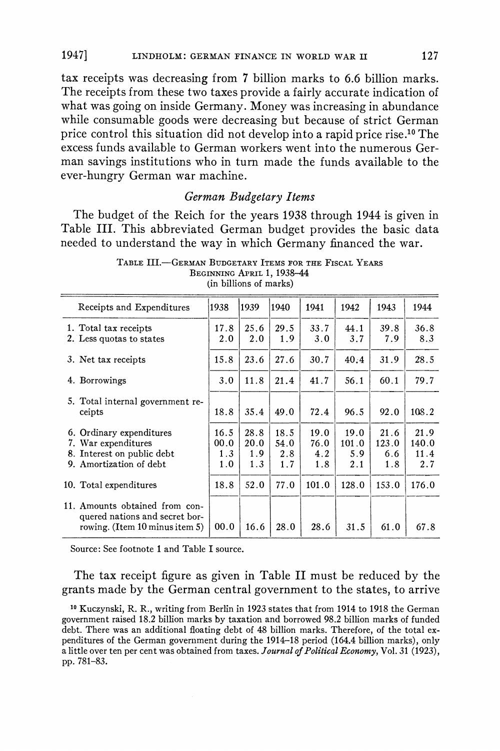tax receipts was decreasing from 7 billion marks to 6.6 billion marks. The receipts from these two taxes provide a fairly accurate indication of what was going on inside Germany. Money was increasing in abundance while consumable goods were decreasing but because of strict German price control this situation did not develop into a rapid price rise.[10] The excess funds available to German workers went into the numerous German savings institutions who in turn made the funds available to the ever-hungry German war machine.

### *German Budgetary Items*

The budget of the Reich for the years 1938 through 1944 is given in Table III. This abbreviated German budget provides the basic data needed to understand the way in which Germany financed the war.

TABLE III.—GERMAN BUDGETARY ITEMS FOR THE FISCAL YEARS BEGINNING APRIL 1, 1938–44
(in billions of marks)

| Receipts and Expenditures | 1938 | 1939 | 1940 | 1941 | 1942 | 1943 | 1944 |
|---|---|---|---|---|---|---|---|
| 1. Total tax receipts | 17.8 | 25.6 | 29.5 | 33.7 | 44.1 | 39.8 | 36.8 |
| 2. Less quotas to states | 2.0 | 2.0 | 1.9 | 3.0 | 3.7 | 7.9 | 8.3 |
| 3. Net tax receipts | 15.8 | 23.6 | 27.6 | 30.7 | 40.4 | 31.9 | 28.5 |
| 4. Borrowings | 3.0 | 11.8 | 21.4 | 41.7 | 56.1 | 60.1 | 79.7 |
| 5. Total internal government receipts | 18.8 | 35.4 | 49.0 | 72.4 | 96.5 | 92.0 | 108.2 |
| 6. Ordinary expenditures | 16.5 | 28.8 | 18.5 | 19.0 | 19.0 | 21.6 | 21.9 |
| 7. War expenditures | 00.0 | 20.0 | 54.0 | 76.0 | 101.0 | 123.0 | 140.0 |
| 8. Interest on public debt | 1.3 | 1.9 | 2.8 | 4.2 | 5.9 | 6.6 | 11.4 |
| 9. Amortization of debt | 1.0 | 1.3 | 1.7 | 1.8 | 2.1 | 1.8 | 2.7 |
| 10. Total expenditures | 18.8 | 52.0 | 77.0 | 101.0 | 128.0 | 153.0 | 176.0 |
| 11. Amounts obtained from conquered nations and secret borrowing. (Item 10 minus item 5) | 00.0 | 16.6 | 28.0 | 28.6 | 31.5 | 61.0 | 67.8 |

Source: See footnote 1 and Table I source.

The tax receipt figure as given in Table II must be reduced by the grants made by the German central government to the states, to arrive

[10] Kuczynski, R. R., writing from Berlin in 1923 states that from 1914 to 1918 the German government raised 18.2 billion marks by taxation and borrowed 98.2 billion marks of funded debt. There was an additional floating debt of 48 billion marks. Therefore, of the total expenditures of the German government during the 1914–18 period (164.4 billion marks), only a little over ten per cent was obtained from taxes. *Journal of Political Economy*, Vol. 31 (1923), pp. 781–83.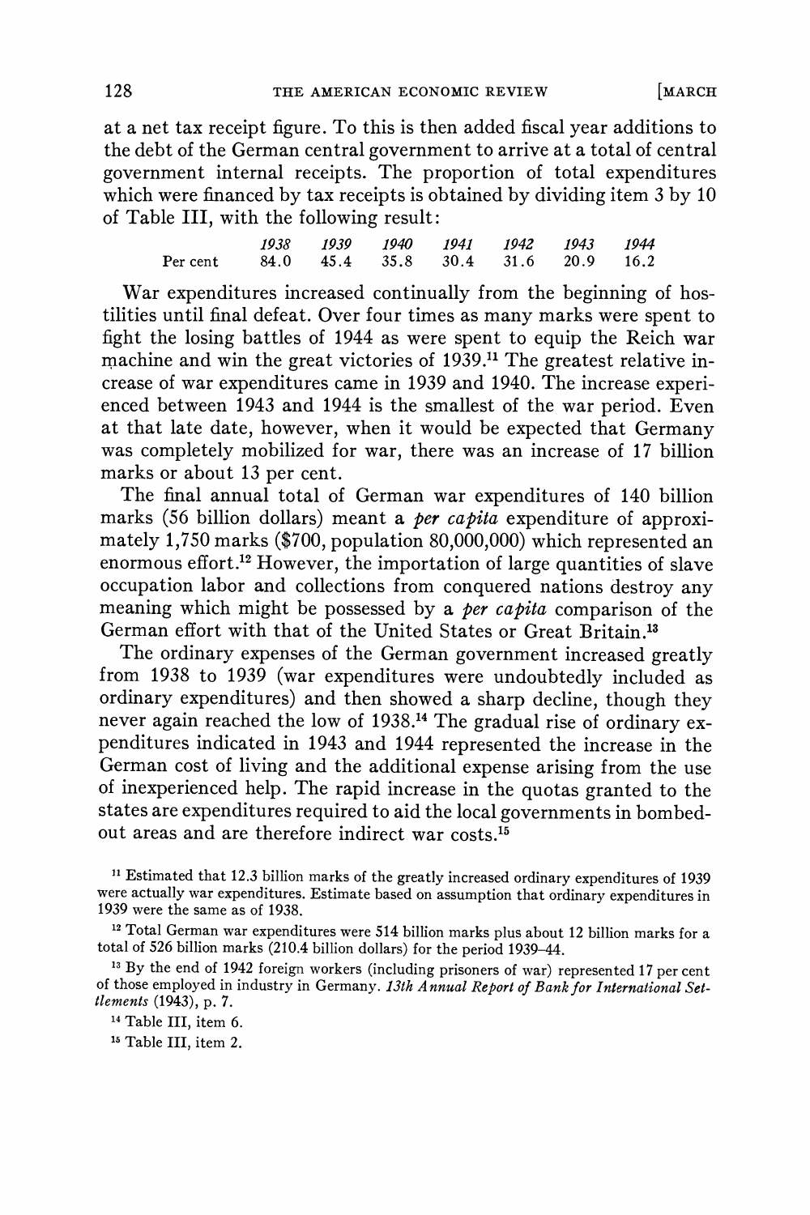at a net tax receipt figure. To this is then added fiscal year additions to the debt of the German central government to arrive at a total of central government internal receipts. The proportion of total expenditures which were financed by tax receipts is obtained by dividing item 3 by 10 of Table III, with the following result:

| | *1938* | *1939* | *1940* | *1941* | *1942* | *1943* | *1944* |
|---|---|---|---|---|---|---|---|
| Per cent | 84.0 | 45.4 | 35.8 | 30.4 | 31.6 | 20.9 | 16.2 |

War expenditures increased continually from the beginning of hostilities until final defeat. Over four times as many marks were spent to fight the losing battles of 1944 as were spent to equip the Reich war machine and win the great victories of 1939.[11] The greatest relative increase of war expenditures came in 1939 and 1940. The increase experienced between 1943 and 1944 is the smallest of the war period. Even at that late date, however, when it would be expected that Germany was completely mobilized for war, there was an increase of 17 billion marks or about 13 per cent.

The final annual total of German war expenditures of 140 billion marks (56 billion dollars) meant a *per capita* expenditure of approximately 1,750 marks ($700, population 80,000,000) which represented an enormous effort.[12] However, the importation of large quantities of slave occupation labor and collections from conquered nations destroy any meaning which might be possessed by a *per capita* comparison of the German effort with that of the United States or Great Britain.[13]

The ordinary expenses of the German government increased greatly from 1938 to 1939 (war expenditures were undoubtedly included as ordinary expenditures) and then showed a sharp decline, though they never again reached the low of 1938.[14] The gradual rise of ordinary expenditures indicated in 1943 and 1944 represented the increase in the German cost of living and the additional expense arising from the use of inexperienced help. The rapid increase in the quotas granted to the states are expenditures required to aid the local governments in bombed-out areas and are therefore indirect war costs.[15]

[11] Estimated that 12.3 billion marks of the greatly increased ordinary expenditures of 1939 were actually war expenditures. Estimate based on assumption that ordinary expenditures in 1939 were the same as of 1938.

[12] Total German war expenditures were 514 billion marks plus about 12 billion marks for a total of 526 billion marks (210.4 billion dollars) for the period 1939–44.

[13] By the end of 1942 foreign workers (including prisoners of war) represented 17 per cent of those employed in industry in Germany. *13th Annual Report of Bank for International Settlements* (1943), p. 7.

[14] Table III, item 6.

[15] Table III, item 2.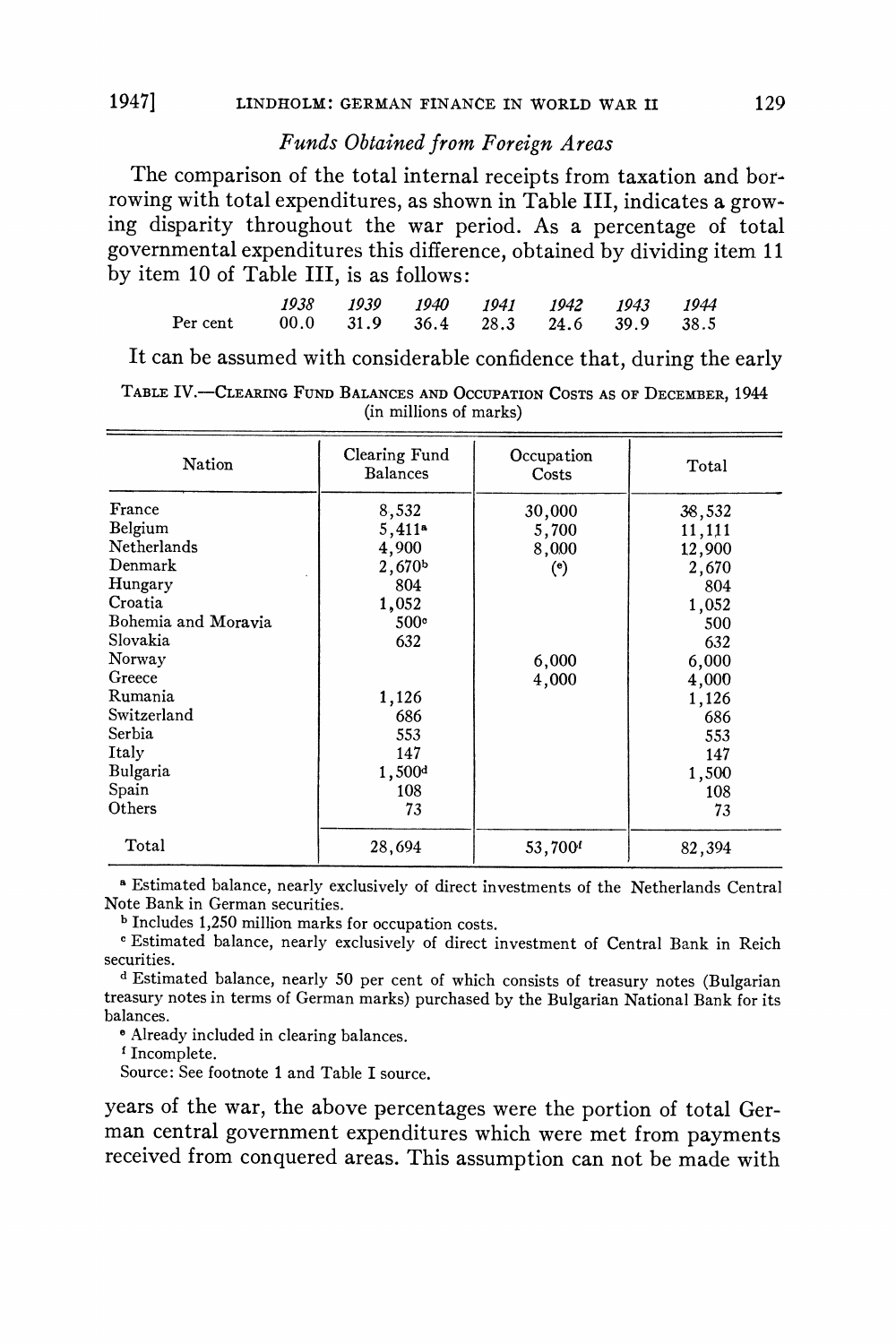*Funds Obtained from Foreign Areas*

The comparison of the total internal receipts from taxation and borrowing with total expenditures, as shown in Table III, indicates a growing disparity throughout the war period. As a percentage of total governmental expenditures this difference, obtained by dividing item 11 by item 10 of Table III, is as follows:

| | *1938* | *1939* | *1940* | *1941* | *1942* | *1943* | *1944* |
|---|---|---|---|---|---|---|---|
| Per cent | 00.0 | 31.9 | 36.4 | 28.3 | 24.6 | 39.9 | 38.5 |

It can be assumed with considerable confidence that, during the early years of the war, the above percentages were the portion of total German central government expenditures which were met from payments received from conquered areas. This assumption can not be made with

TABLE IV.—CLEARING FUND BALANCES AND OCCUPATION COSTS AS OF DECEMBER, 1944
(in millions of marks)

| Nation | Clearing Fund Balances | Occupation Costs | Total |
|---|---|---|---|
| France | 8,532 | 30,000 | 38,532 |
| Belgium | 5,411[a] | 5,700 | 11,111 |
| Netherlands | 4,900 | 8,000 | 12,900 |
| Denmark | 2,670[b] | [e] | 2,670 |
| Hungary | 804 | | 804 |
| Croatia | 1,052 | | 1,052 |
| Bohemia and Moravia | 500[c] | | 500 |
| Slovakia | 632 | | 632 |
| Norway | | 6,000 | 6,000 |
| Greece | | 4,000 | 4,000 |
| Rumania | 1,126 | | 1,126 |
| Switzerland | 686 | | 686 |
| Serbia | 553 | | 553 |
| Italy | 147 | | 147 |
| Bulgaria | 1,500[d] | | 1,500 |
| Spain | 108 | | 108 |
| Others | 73 | | 73 |
| Total | 28,694 | 53,700[f] | 82,394 |

[a] Estimated balance, nearly exclusively of direct investments of the Netherlands Central Note Bank in German securities.

[b] Includes 1,250 million marks for occupation costs.

[c] Estimated balance, nearly exclusively of direct investment of Central Bank in Reich securities.

[d] Estimated balance, nearly 50 per cent of which consists of treasury notes (Bulgarian treasury notes in terms of German marks) purchased by the Bulgarian National Bank for its balances.

[e] Already included in clearing balances.

[f] Incomplete.

Source: See footnote 1 and Table I source.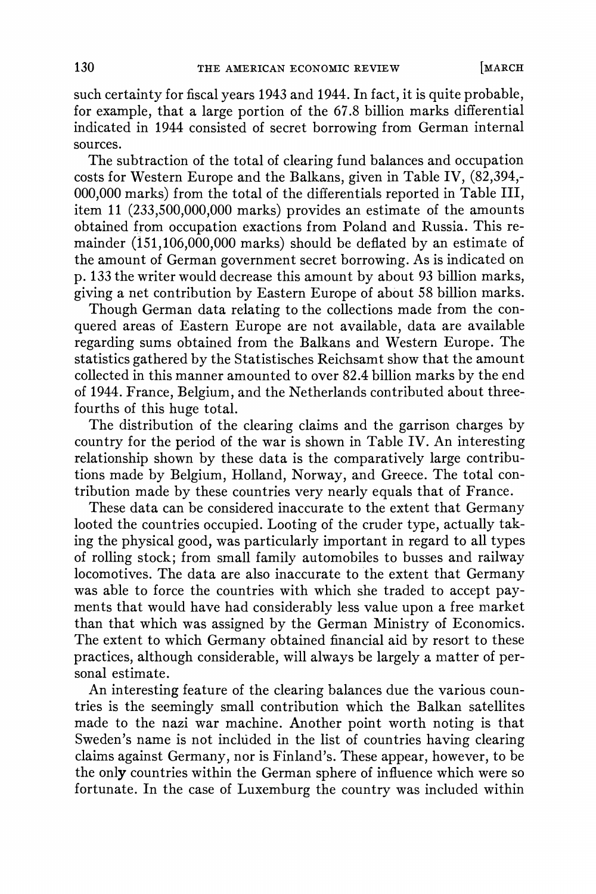such certainty for fiscal years 1943 and 1944. In fact, it is quite probable, for example, that a large portion of the 67.8 billion marks differential indicated in 1944 consisted of secret borrowing from German internal sources.

The subtraction of the total of clearing fund balances and occupation costs for Western Europe and the Balkans, given in Table IV, (82,394,000,000 marks) from the total of the differentials reported in Table III, item 11 (233,500,000,000 marks) provides an estimate of the amounts obtained from occupation exactions from Poland and Russia. This remainder (151,106,000,000 marks) should be deflated by an estimate of the amount of German government secret borrowing. As is indicated on p. 133 the writer would decrease this amount by about 93 billion marks, giving a net contribution by Eastern Europe of about 58 billion marks.

Though German data relating to the collections made from the conquered areas of Eastern Europe are not available, data are available regarding sums obtained from the Balkans and Western Europe. The statistics gathered by the Statistisches Reichsamt show that the amount collected in this manner amounted to over 82.4 billion marks by the end of 1944. France, Belgium, and the Netherlands contributed about three-fourths of this huge total.

The distribution of the clearing claims and the garrison charges by country for the period of the war is shown in Table IV. An interesting relationship shown by these data is the comparatively large contributions made by Belgium, Holland, Norway, and Greece. The total contribution made by these countries very nearly equals that of France.

These data can be considered inaccurate to the extent that Germany looted the countries occupied. Looting of the cruder type, actually taking the physical good, was particularly important in regard to all types of rolling stock; from small family automobiles to busses and railway locomotives. The data are also inaccurate to the extent that Germany was able to force the countries with which she traded to accept payments that would have had considerably less value upon a free market than that which was assigned by the German Ministry of Economics. The extent to which Germany obtained financial aid by resort to these practices, although considerable, will always be largely a matter of personal estimate.

An interesting feature of the clearing balances due the various countries is the seemingly small contribution which the Balkan satellites made to the nazi war machine. Another point worth noting is that Sweden's name is not included in the list of countries having clearing claims against Germany, nor is Finland's. These appear, however, to be the **only** countries within the German sphere of influence which were so fortunate. In the case of Luxemburg the country was included within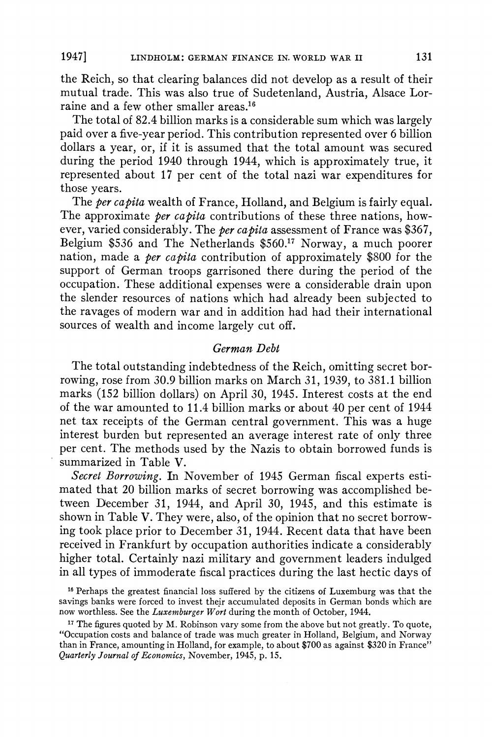the Reich, so that clearing balances did not develop as a result of their mutual trade. This was also true of Sudetenland, Austria, Alsace Lorraine and a few other smaller areas.[16]

The total of 82.4 billion marks is a considerable sum which was largely paid over a five-year period. This contribution represented over 6 billion dollars a year, or, if it is assumed that the total amount was secured during the period 1940 through 1944, which is approximately true, it represented about 17 per cent of the total nazi war expenditures for those years.

The *per capita* wealth of France, Holland, and Belgium is fairly equal. The approximate *per capita* contributions of these three nations, however, varied considerably. The *per capita* assessment of France was $367, Belgium $536 and The Netherlands $560.[17] Norway, a much poorer nation, made a *per capita* contribution of approximately $800 for the support of German troops garrisoned there during the period of the occupation. These additional expenses were a considerable drain upon the slender resources of nations which had already been subjected to the ravages of modern war and in addition had had their international sources of wealth and income largely cut off.

### *German Debt*

The total outstanding indebtedness of the Reich, omitting secret borrowing, rose from 30.9 billion marks on March 31, 1939, to 381.1 billion marks (152 billion dollars) on April 30, 1945. Interest costs at the end of the war amounted to 11.4 billion marks or about 40 per cent of 1944 net tax receipts of the German central government. This was a huge interest burden but represented an average interest rate of only three per cent. The methods used by the Nazis to obtain borrowed funds is summarized in Table V.

*Secret Borrowing.* In November of 1945 German fiscal experts estimated that 20 billion marks of secret borrowing was accomplished between December 31, 1944, and April 30, 1945, and this estimate is shown in Table V. They were, also, of the opinion that no secret borrowing took place prior to December 31, 1944. Recent data that have been received in Frankfurt by occupation authorities indicate a considerably higher total. Certainly nazi military and government leaders indulged in all types of immoderate fiscal practices during the last hectic days of

[16] Perhaps the greatest financial loss suffered by the citizens of Luxemburg was that the savings banks were forced to invest their accumulated deposits in German bonds which are now worthless. See the *Luxemburger Wort* during the month of October, 1944.

[17] The figures quoted by M. Robinson vary some from the above but not greatly. To quote, "Occupation costs and balance of trade was much greater in Holland, Belgium, and Norway than in France, amounting in Holland, for example, to about $700 as against $320 in France" *Quarterly Journal of Economics*, November, 1945, p. 15.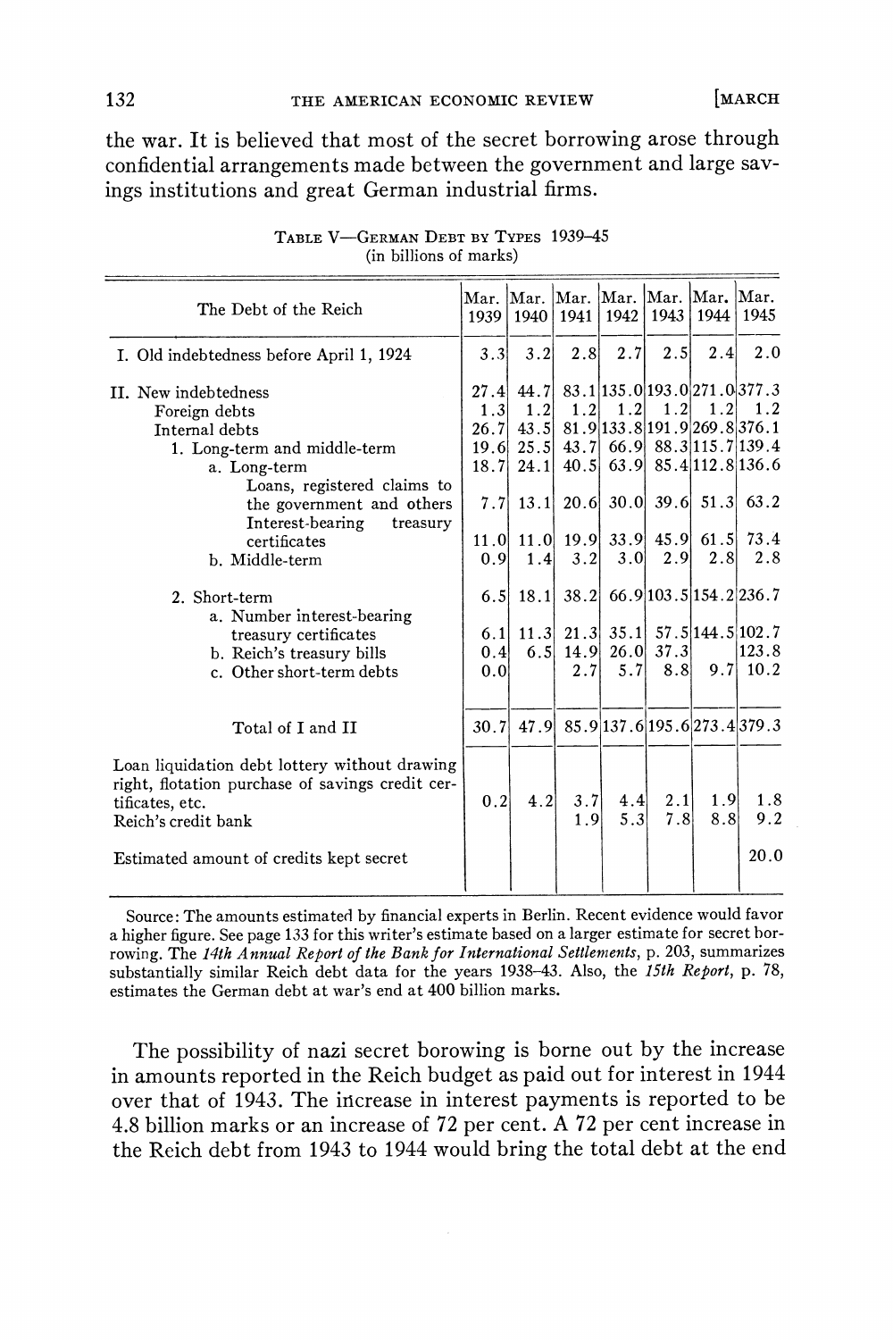the war. It is believed that most of the secret borrowing arose through confidential arrangements made between the government and large savings institutions and great German industrial firms.

TABLE V—GERMAN DEBT BY TYPES 1939–45
(in billions of marks)

| The Debt of the Reich | Mar. 1939 | Mar. 1940 | Mar. 1941 | Mar. 1942 | Mar. 1943 | Mar. 1944 | Mar. 1945 |
|---|---|---|---|---|---|---|---|
| I. Old indebtedness before April 1, 1924 | 3.3 | 3.2 | 2.8 | 2.7 | 2.5 | 2.4 | 2.0 |
| II. New indebtedness | 27.4 | 44.7 | 83.1 | 135.0 | 193.0 | 271.0 | 377.3 |
| Foreign debts | 1.3 | 1.2 | 1.2 | 1.2 | 1.2 | 1.2 | 1.2 |
| Internal debts | 26.7 | 43.5 | 81.9 | 133.8 | 191.9 | 269.8 | 376.1 |
| 1. Long-term and middle-term | 19.6 | 25.5 | 43.7 | 66.9 | 88.3 | 115.7 | 139.4 |
| a. Long-term | 18.7 | 24.1 | 40.5 | 63.9 | 85.4 | 112.8 | 136.6 |
| Loans, registered claims to the government and others | 7.7 | 13.1 | 20.6 | 30.0 | 39.6 | 51.3 | 63.2 |
| Interest-bearing treasury certificates | 11.0 | 11.0 | 19.9 | 33.9 | 45.9 | 61.5 | 73.4 |
| b. Middle-term | 0.9 | 1.4 | 3.2 | 3.0 | 2.9 | 2.8 | 2.8 |
| 2. Short-term | 6.5 | 18.1 | 38.2 | 66.9 | 103.5 | 154.2 | 236.7 |
| a. Number interest-bearing treasury certificates | 6.1 | 11.3 | 21.3 | 35.1 | 57.5 | 144.5 | 102.7 |
| b. Reich's treasury bills | 0.4 | 6.5 | 14.9 | 26.0 | 37.3 | | 123.8 |
| c. Other short-term debts | 0.0 | | 2.7 | 5.7 | 8.8 | 9.7 | 10.2 |
| Total of I and II | 30.7 | 47.9 | 85.9 | 137.6 | 195.6 | 273.4 | 379.3 |
| Loan liquidation debt lottery without drawing right, flotation purchase of savings credit certificates, etc. | 0.2 | 4.2 | 3.7 | 4.4 | 2.1 | 1.9 | 1.8 |
| Reich's credit bank | | | 1.9 | 5.3 | 7.8 | 8.8 | 9.2 |
| Estimated amount of credits kept secret | | | | | | | 20.0 |

Source: The amounts estimated by financial experts in Berlin. Recent evidence would favor a higher figure. See page 133 for this writer's estimate based on a larger estimate for secret borrowing. The *14th Annual Report of the Bank for International Settlements*, p. 203, summarizes substantially similar Reich debt data for the years 1938–43. Also, the *15th Report*, p. 78, estimates the German debt at war's end at 400 billion marks.

The possibility of nazi secret borowing is borne out by the increase in amounts reported in the Reich budget as paid out for interest in 1944 over that of 1943. The increase in interest payments is reported to be 4.8 billion marks or an increase of 72 per cent. A 72 per cent increase in the Reich debt from 1943 to 1944 would bring the total debt at the end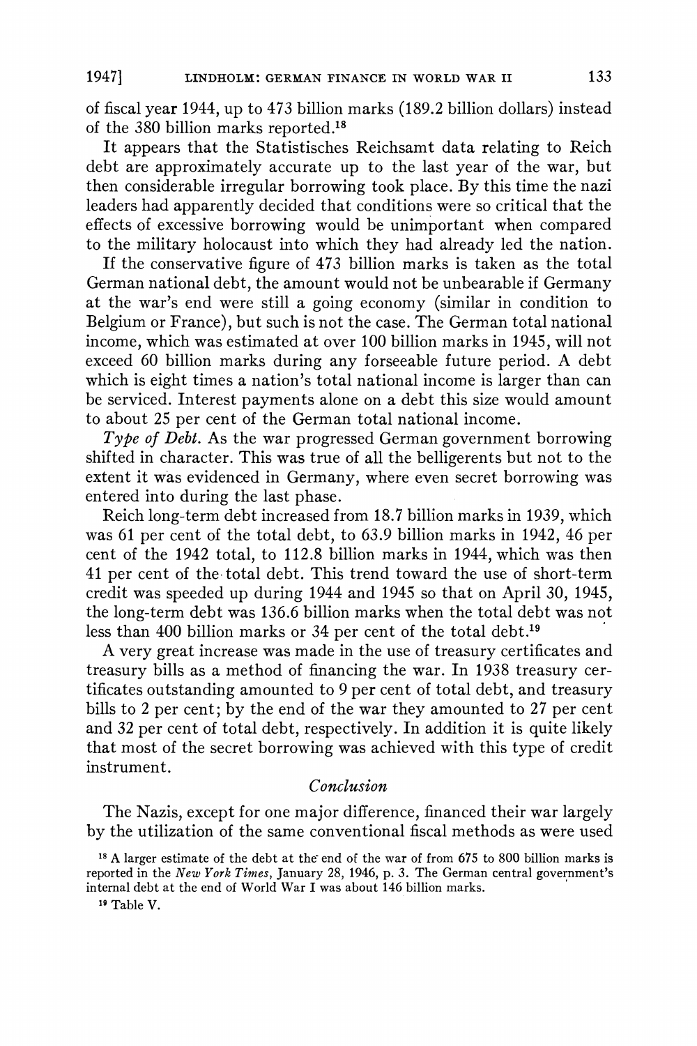of fiscal year 1944, up to 473 billion marks (189.2 billion dollars) instead of the 380 billion marks reported.[18]

It appears that the Statistisches Reichsamt data relating to Reich debt are approximately accurate up to the last year of the war, but then considerable irregular borrowing took place. By this time the nazi leaders had apparently decided that conditions were so critical that the effects of excessive borrowing would be unimportant when compared to the military holocaust into which they had already led the nation.

If the conservative figure of 473 billion marks is taken as the total German national debt, the amount would not be unbearable if Germany at the war's end were still a going economy (similar in condition to Belgium or France), but such is not the case. The German total national income, which was estimated at over 100 billion marks in 1945, will not exceed 60 billion marks during any forseeable future period. A debt which is eight times a nation's total national income is larger than can be serviced. Interest payments alone on a debt this size would amount to about 25 per cent of the German total national income.

*Type of Debt.* As the war progressed German government borrowing shifted in character. This was true of all the belligerents but not to the extent it was evidenced in Germany, where even secret borrowing was entered into during the last phase.

Reich long-term debt increased from 18.7 billion marks in 1939, which was 61 per cent of the total debt, to 63.9 billion marks in 1942, 46 per cent of the 1942 total, to 112.8 billion marks in 1944, which was then 41 per cent of the total debt. This trend toward the use of short-term credit was speeded up during 1944 and 1945 so that on April 30, 1945, the long-term debt was 136.6 billion marks when the total debt was not less than 400 billion marks or 34 per cent of the total debt.[19]

A very great increase was made in the use of treasury certificates and treasury bills as a method of financing the war. In 1938 treasury certificates outstanding amounted to 9 per cent of total debt, and treasury bills to 2 per cent; by the end of the war they amounted to 27 per cent and 32 per cent of total debt, respectively. In addition it is quite likely that most of the secret borrowing was achieved with this type of credit instrument.

## *Conclusion*

The Nazis, except for one major difference, financed their war largely by the utilization of the same conventional fiscal methods as were used

[18] A larger estimate of the debt at the end of the war of from 675 to 800 billion marks is reported in the *New York Times*, January 28, 1946, p. 3. The German central government's internal debt at the end of World War I was about 146 billion marks.

[19] Table V.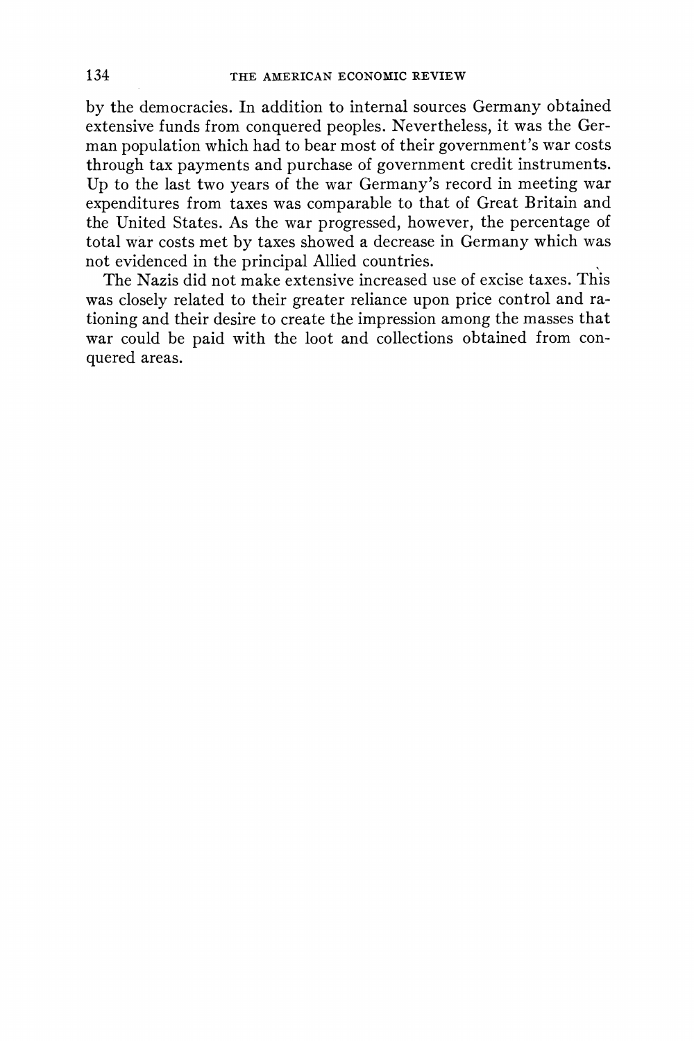by the democracies. In addition to internal sources Germany obtained extensive funds from conquered peoples. Nevertheless, it was the German population which had to bear most of their government's war costs through tax payments and purchase of government credit instruments. Up to the last two years of the war Germany's record in meeting war expenditures from taxes was comparable to that of Great Britain and the United States. As the war progressed, however, the percentage of total war costs met by taxes showed a decrease in Germany which was not evidenced in the principal Allied countries.

The Nazis did not make extensive increased use of excise taxes. This was closely related to their greater reliance upon price control and rationing and their desire to create the impression among the masses that war could be paid with the loot and collections obtained from conquered areas.